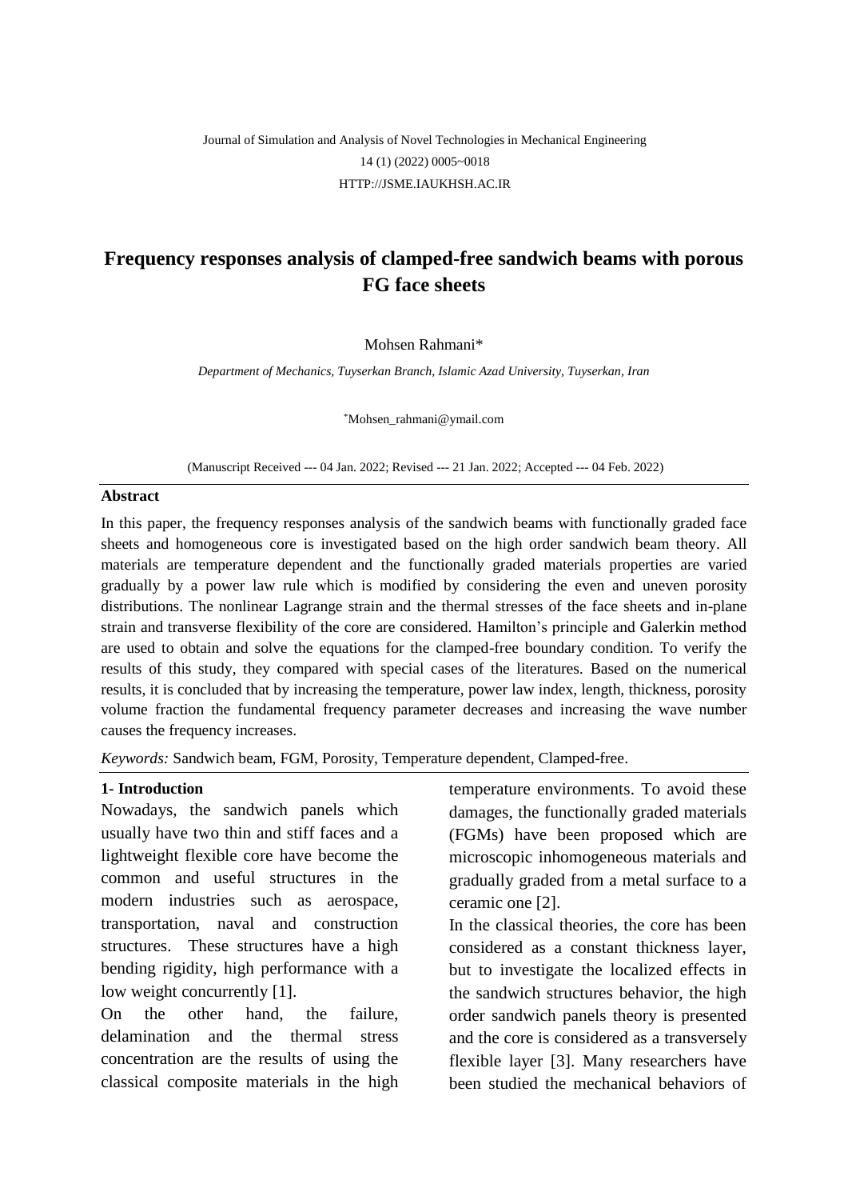# Frequency responses analysis of clamped-free sandwich beams with porous FG face sheets

Mohsen Rahmani*

*Department of Mechanics, Tuyserkan Branch, Islamic Azad University, Tuyserkan, Iran*

*Mohsen_rahmani@ymail.com

(Manuscript Received --- 04 Jan. 2022; Revised --- 21 Jan. 2022; Accepted --- 04 Feb. 2022)

## Abstract

In this paper, the frequency responses analysis of the sandwich beams with functionally graded face sheets and homogeneous core is investigated based on the high order sandwich beam theory. All materials are temperature dependent and the functionally graded materials properties are varied gradually by a power law rule which is modified by considering the even and uneven porosity distributions. The nonlinear Lagrange strain and the thermal stresses of the face sheets and in-plane strain and transverse flexibility of the core are considered. Hamilton's principle and Galerkin method are used to obtain and solve the equations for the clamped-free boundary condition. To verify the results of this study, they compared with special cases of the literatures. Based on the numerical results, it is concluded that by increasing the temperature, power law index, length, thickness, porosity volume fraction the fundamental frequency parameter decreases and increasing the wave number causes the frequency increases.

*Keywords:* Sandwich beam, FGM, Porosity, Temperature dependent, Clamped-free.

## 1- Introduction

Nowadays, the sandwich panels which usually have two thin and stiff faces and a lightweight flexible core have become the common and useful structures in the modern industries such as aerospace, transportation, naval and construction structures. These structures have a high bending rigidity, high performance with a low weight concurrently [1].

On the other hand, the failure, delamination and the thermal stress concentration are the results of using the classical composite materials in the high temperature environments. To avoid these damages, the functionally graded materials (FGMs) have been proposed which are microscopic inhomogeneous materials and gradually graded from a metal surface to a ceramic one [2].

In the classical theories, the core has been considered as a constant thickness layer, but to investigate the localized effects in the sandwich structures behavior, the high order sandwich panels theory is presented and the core is considered as a transversely flexible layer [3]. Many researchers have been studied the mechanical behaviors of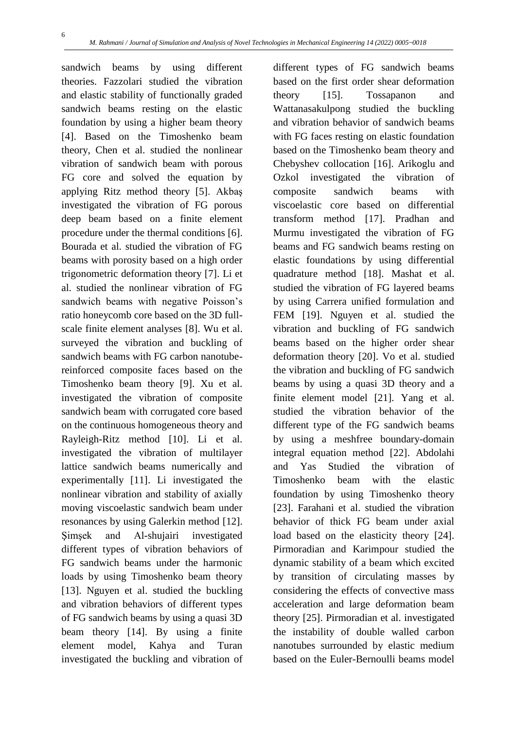sandwich beams by using different theories. Fazzolari studied the vibration and elastic stability of functionally graded sandwich beams resting on the elastic foundation by using a higher beam theory [4]. Based on the Timoshenko beam theory, Chen et al. studied the nonlinear vibration of sandwich beam with porous FG core and solved the equation by applying Ritz method theory [5]. Akbaş investigated the vibration of FG porous deep beam based on a finite element procedure under the thermal conditions [6]. Bourada et al. studied the vibration of FG beams with porosity based on a high order trigonometric deformation theory [7]. Li et al. studied the nonlinear vibration of FG sandwich beams with negative Poisson's ratio honeycomb core based on the 3D full-scale finite element analyses [8]. Wu et al. surveyed the vibration and buckling of sandwich beams with FG carbon nanotube-reinforced composite faces based on the Timoshenko beam theory [9]. Xu et al. investigated the vibration of composite sandwich beam with corrugated core based on the continuous homogeneous theory and Rayleigh-Ritz method [10]. Li et al. investigated the vibration of multilayer lattice sandwich beams numerically and experimentally [11]. Li investigated the nonlinear vibration and stability of axially moving viscoelastic sandwich beam under resonances by using Galerkin method [12]. Şimşek and Al-shujairi investigated different types of vibration behaviors of FG sandwich beams under the harmonic loads by using Timoshenko beam theory [13]. Nguyen et al. studied the buckling and vibration behaviors of different types of FG sandwich beams by using a quasi 3D beam theory [14]. By using a finite element model, Kahya and Turan investigated the buckling and vibration of different types of FG sandwich beams based on the first order shear deformation theory [15]. Tossapanon and Wattanasakulpong studied the buckling and vibration behavior of sandwich beams with FG faces resting on elastic foundation based on the Timoshenko beam theory and Chebyshev collocation [16]. Arikoglu and Ozkol investigated the vibration of composite sandwich beams with viscoelastic core based on differential transform method [17]. Pradhan and Murmu investigated the vibration of FG beams and FG sandwich beams resting on elastic foundations by using differential quadrature method [18]. Mashat et al. studied the vibration of FG layered beams by using Carrera unified formulation and FEM [19]. Nguyen et al. studied the vibration and buckling of FG sandwich beams based on the higher order shear deformation theory [20]. Vo et al. studied the vibration and buckling of FG sandwich beams by using a quasi 3D theory and a finite element model [21]. Yang et al. studied the vibration behavior of the different type of the FG sandwich beams by using a meshfree boundary-domain integral equation method [22]. Abdolahi and Yas Studied the vibration of Timoshenko beam with the elastic foundation by using Timoshenko theory [23]. Farahani et al. studied the vibration behavior of thick FG beam under axial load based on the elasticity theory [24]. Pirmoradian and Karimpour studied the dynamic stability of a beam which excited by transition of circulating masses by considering the effects of convective mass acceleration and large deformation beam theory [25]. Pirmoradian et al. investigated the instability of double walled carbon nanotubes surrounded by elastic medium based on the Euler-Bernoulli beams model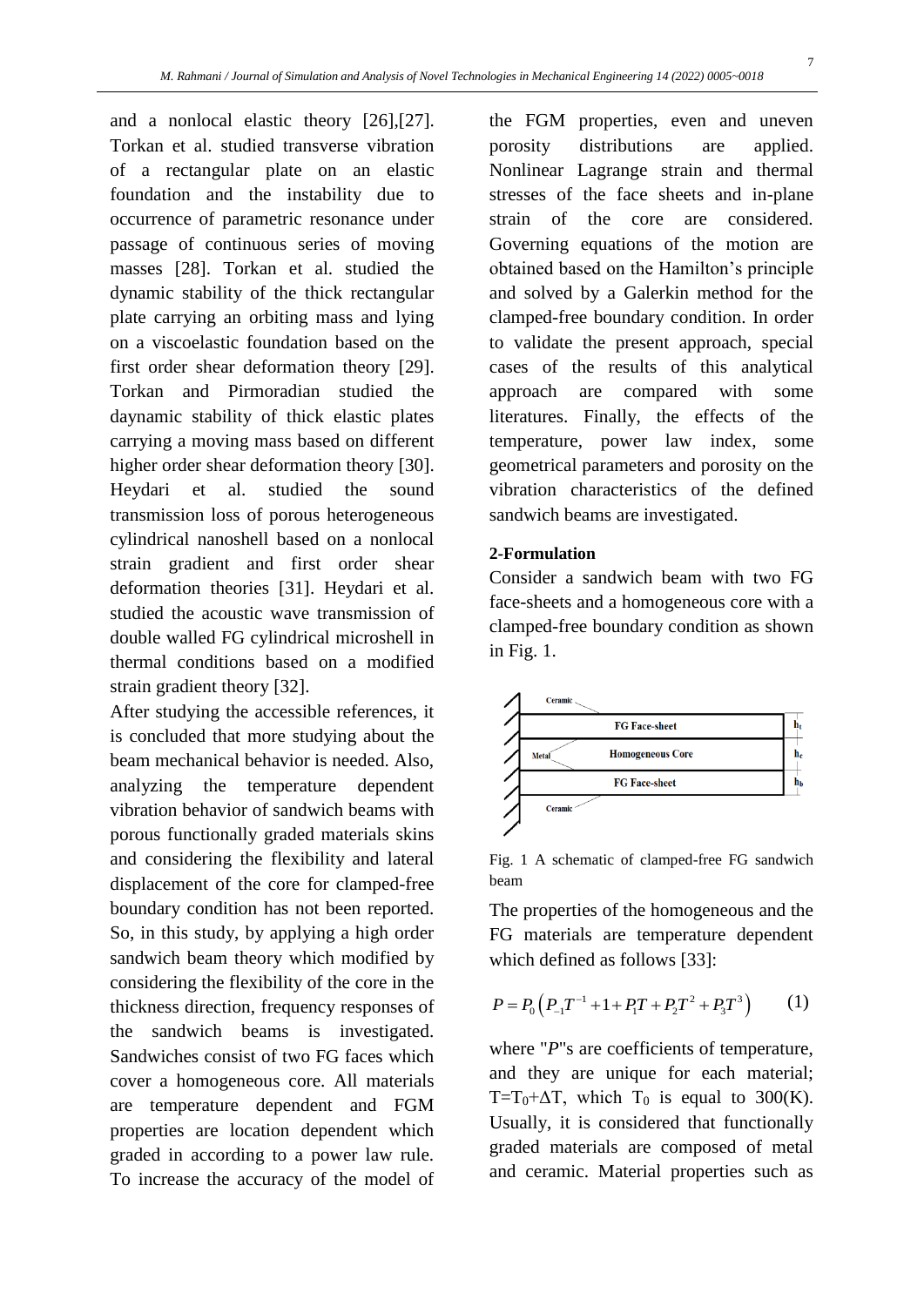and a nonlocal elastic theory [26],[27]. Torkan et al. studied transverse vibration of a rectangular plate on an elastic foundation and the instability due to occurrence of parametric resonance under passage of continuous series of moving masses [28]. Torkan et al. studied the dynamic stability of the thick rectangular plate carrying an orbiting mass and lying on a viscoelastic foundation based on the first order shear deformation theory [29]. Torkan and Pirmoradian studied the daynamic stability of thick elastic plates carrying a moving mass based on different higher order shear deformation theory [30]. Heydari et al. studied the sound transmission loss of porous heterogeneous cylindrical nanoshell based on a nonlocal strain gradient and first order shear deformation theories [31]. Heydari et al. studied the acoustic wave transmission of double walled FG cylindrical microshell in thermal conditions based on a modified strain gradient theory [32].

After studying the accessible references, it is concluded that more studying about the beam mechanical behavior is needed. Also, analyzing the temperature dependent vibration behavior of sandwich beams with porous functionally graded materials skins and considering the flexibility and lateral displacement of the core for clamped-free boundary condition has not been reported. So, in this study, by applying a high order sandwich beam theory which modified by considering the flexibility of the core in the thickness direction, frequency responses of the sandwich beams is investigated. Sandwiches consist of two FG faces which cover a homogeneous core. All materials are temperature dependent and FGM properties are location dependent which graded in according to a power law rule. To increase the accuracy of the model of the FGM properties, even and uneven porosity distributions are applied. Nonlinear Lagrange strain and thermal stresses of the face sheets and in-plane strain of the core are considered. Governing equations of the motion are obtained based on the Hamilton's principle and solved by a Galerkin method for the clamped-free boundary condition. In order to validate the present approach, special cases of the results of this analytical approach are compared with some literatures. Finally, the effects of the temperature, power law index, some geometrical parameters and porosity on the vibration characteristics of the defined sandwich beams are investigated.

## 2-Formulation

Consider a sandwich beam with two FG face-sheets and a homogeneous core with a clamped-free boundary condition as shown in Fig. 1.

Fig. 1 A schematic of clamped-free FG sandwich beam

The properties of the homogeneous and the FG materials are temperature dependent which defined as follows [33]:

$$P = P_0\left(P_{-1}T^{-1} + 1 + P_1T + P_2T^2 + P_3T^3\right) \qquad (1)$$

where "$P$"s are coefficients of temperature, and they are unique for each material; $T=T_0+\Delta T$, which $T_0$ is equal to 300(K). Usually, it is considered that functionally graded materials are composed of metal and ceramic. Material properties such as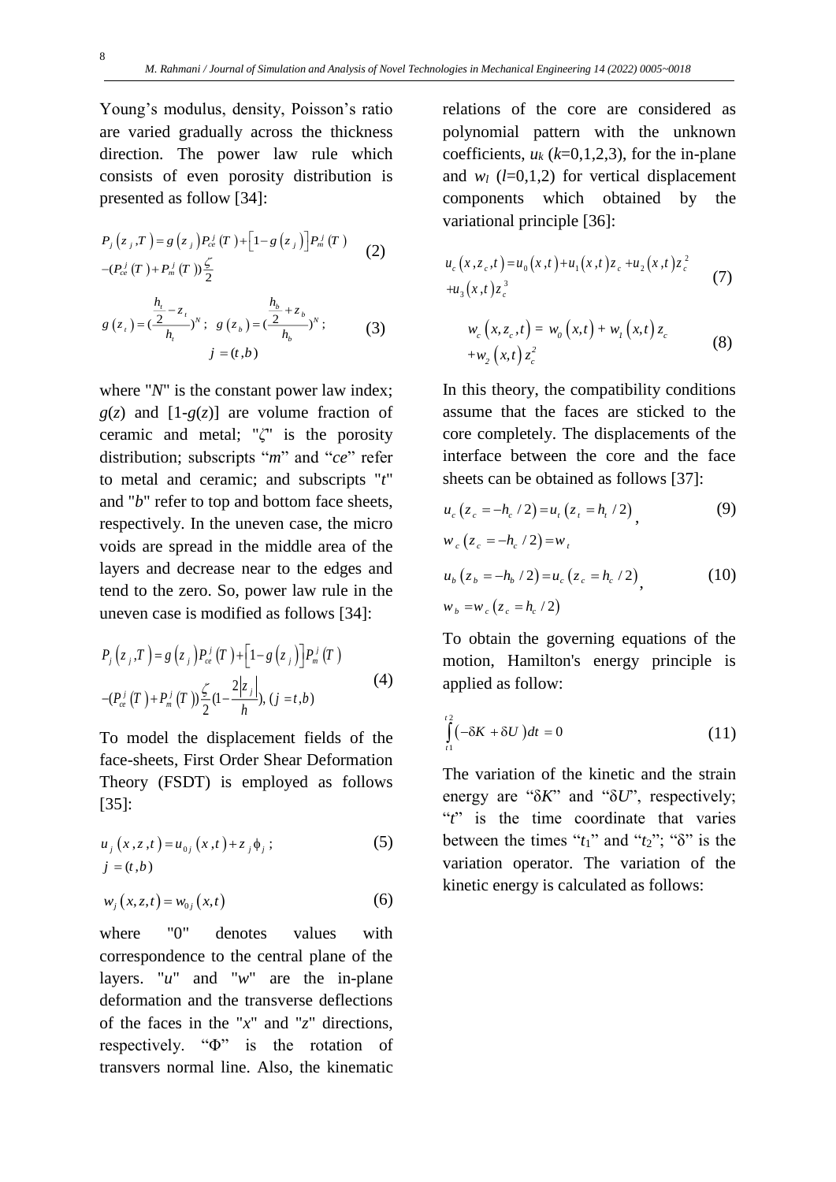Young's modulus, density, Poisson's ratio are varied gradually across the thickness direction. The power law rule which consists of even porosity distribution is presented as follow [34]:

$$P_j\left(z_j,T\right)=g\left(z_j\right)P_{ce}^j\left(T\right)+\left[1-g\left(z_j\right)\right]P_m^j\left(T\right) \\ -(P_{ce}^j\left(T\right)+P_m^j\left(T\right))\frac{\zeta}{2} \tag{2}$$

$$g\left(z_t\right)=\left(\frac{\frac{h_t}{2}-z_t}{h_t}\right)^N;\ \ g\left(z_b\right)=\left(\frac{\frac{h_b}{2}+z_b}{h_b}\right)^N; \\ j=(t,b) \tag{3}$$

where "$N$" is the constant power law index; $g(z)$ and $[1\text{-}g(z)]$ are volume fraction of ceramic and metal; "$\zeta$" is the porosity distribution; subscripts "$m$" and "$ce$" refer to metal and ceramic; and subscripts "$t$" and "$b$" refer to top and bottom face sheets, respectively. In the uneven case, the micro voids are spread in the middle area of the layers and decrease near to the edges and tend to the zero. So, power law rule in the uneven case is modified as follows [34]:

$$P_j\left(z_j,T\right)=g\left(z_j\right)P_{ce}^j\left(T\right)+\left[1-g\left(z_j\right)\right]P_m^j\left(T\right) \\ -(P_{ce}^j\left(T\right)+P_m^j\left(T\right))\frac{\zeta}{2}(1-\frac{2\left|z_j\right|}{h}),\ (j=t,b) \tag{4}$$

To model the displacement fields of the face-sheets, First Order Shear Deformation Theory (FSDT) is employed as follows [35]:

$$u_j\left(x,z,t\right)=u_{0j}\left(x,t\right)+z_j\phi_j\ ; \\ j=(t,b) \tag{5}$$

$$w_j\left(x,z,t\right)=w_{0j}\left(x,t\right) \tag{6}$$

where "0" denotes values with correspondence to the central plane of the layers. "$u$" and "$w$" are the in-plane deformation and the transverse deflections of the faces in the "$x$" and "$z$" directions, respectively. "$\Phi$" is the rotation of transvers normal line. Also, the kinematic relations of the core are considered as polynomial pattern with the unknown coefficients, $u_k$ ($k$=0,1,2,3), for the in-plane and $w_l$ ($l$=0,1,2) for vertical displacement components which obtained by the variational principle [36]:

$$u_c\left(x,z_c,t\right)=u_0\left(x,t\right)+u_1\left(x,t\right)z_c+u_2\left(x,t\right)z_c^2 \\ +u_3\left(x,t\right)z_c^3 \tag{7}$$

$$w_c\left(x,z_c,t\right)=w_0\left(x,t\right)+w_1\left(x,t\right)z_c \\ +w_2\left(x,t\right)z_c^2 \tag{8}$$

In this theory, the compatibility conditions assume that the faces are sticked to the core completely. The displacements of the interface between the core and the face sheets can be obtained as follows [37]:

$$u_c\left(z_c=-h_c/2\right)=u_t\left(z_t=h_t/2\right), \\ w_c\left(z_c=-h_c/2\right)=w_t \tag{9}$$

$$u_b\left(z_b=-h_b/2\right)=u_c\left(z_c=h_c/2\right), \\ w_b=w_c\left(z_c=h_c/2\right) \tag{10}$$

To obtain the governing equations of the motion, Hamilton's energy principle is applied as follow:

$$\int_{t1}^{t2}\left(-\delta K+\delta U\right)dt=0 \tag{11}$$

The variation of the kinetic and the strain energy are "$\delta K$" and "$\delta U$", respectively; "$t$" is the time coordinate that varies between the times "$t_1$" and "$t_2$"; "$\delta$" is the variation operator. The variation of the kinetic energy is calculated as follows: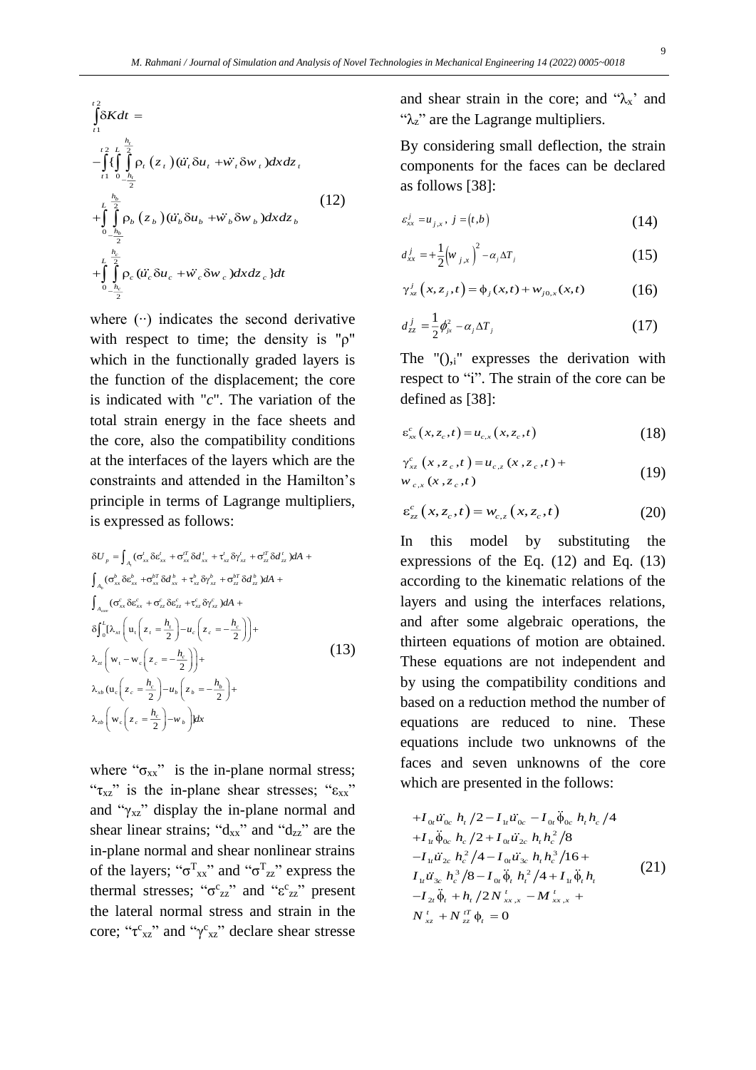$$\int_{t1}^{t2}\delta K dt =$$
$$-\int_{t1}^{t2}\{\int_{0}^{L}\int_{-\frac{h_t}{2}}^{\frac{h_t}{2}}\rho_t\left(z_t\right)(\ddot{u}_t\delta u_t+\ddot{w}_t\delta w_t)dxdz_t$$
$$+\int_{0}^{L}\int_{-\frac{h_b}{2}}^{\frac{h_b}{2}}\rho_b\left(z_b\right)(\ddot{u}_b\delta u_b+\ddot{w}_b\delta w_b)dxdz_b \tag{12}$$
$$+\int_{0}^{L}\int_{-\frac{h_c}{2}}^{\frac{h_c}{2}}\rho_c(\ddot{u}_c\delta u_c+\ddot{w}_c\delta w_c)dxdz_c\}dt$$

where $(\cdot\cdot)$ indicates the second derivative with respect to time; the density is "$\rho$" which in the functionally graded layers is the function of the displacement; the core is indicated with "$c$". The variation of the total strain energy in the face sheets and the core, also the compatibility conditions at the interfaces of the layers which are the constraints and attended in the Hamilton's principle in terms of Lagrange multipliers, is expressed as follows:

$$\delta U_p=\int_{A_t}(\sigma^t_{xx}\delta\varepsilon^t_{xx}+\sigma^{tT}_{xx}\delta d^t_{xx}+\tau^t_{xz}\delta\gamma^t_{xz}+\sigma^{tT}_{zz}\delta d^t_{zz})dA+$$
$$\int_{A_b}(\sigma^b_{xx}\delta\varepsilon^b_{xx}+\sigma^{bT}_{xx}\delta d^b_{xx}+\tau^b_{xz}\delta\gamma^b_{xz}+\sigma^{bT}_{zz}\delta d^b_{zz})dA+$$
$$\int_{A_{core}}(\sigma^c_{xx}\delta\varepsilon^c_{xx}+\sigma^c_{zz}\delta\varepsilon^c_{zz}+\tau^c_{xz}\delta\gamma^c_{xz})dA+$$
$$\delta\int_0^L[\lambda_{xt}\left(u_t\left(z_t=\frac{h_t}{2}\right)-u_c\left(z_c=-\frac{h_c}{2}\right)\right)+$$
$$\lambda_{zt}\left(w_t-w_c\left(z_c=-\frac{h_c}{2}\right)\right)+ \tag{13}$$
$$\lambda_{xb}\left(u_c\left(z_c=\frac{h_c}{2}\right)-u_b\left(z_b=-\frac{h_b}{2}\right)\right)+$$
$$\lambda_{zb}\left(w_c\left(z_c=\frac{h_c}{2}\right)-w_b\right)]dx$$

where "$\sigma_{xx}$" is the in-plane normal stress; "$\tau_{xz}$" is the in-plane shear stresses; "$\varepsilon_{xx}$" and "$\gamma_{xz}$" display the in-plane normal and shear linear strains; "$d_{xx}$" and "$d_{zz}$" are the in-plane normal and shear nonlinear strains of the layers; "$\sigma^T_{xx}$" and "$\sigma^T_{zz}$" express the thermal stresses; "$\sigma^c_{zz}$" and "$\varepsilon^c_{zz}$" present the lateral normal stress and strain in the core; "$\tau^c_{xz}$" and "$\gamma^c_{xz}$" declare shear stresse and shear strain in the core; and "$\lambda_x$' and "$\lambda_z$" are the Lagrange multipliers.

By considering small deflection, the strain components for the faces can be declared as follows [38]:

$$\varepsilon^j_{xx}=u_{j,x},\; j=(t,b) \tag{14}$$

$$d^j_{xx}=+\frac{1}{2}\left(w_{j,x}\right)^2-\alpha_j\Delta T_j \tag{15}$$

$$\gamma^j_{xz}\left(x,z_j,t\right)=\phi_j(x,t)+w_{j0,x}(x,t) \tag{16}$$

$$d^j_{zz}=\frac{1}{2}\phi^2_{jx}-\alpha_j\Delta T_j \tag{17}$$

The "$()_{,i}$" expresses the derivation with respect to "i". The strain of the core can be defined as [38]:

$$\varepsilon^c_{xx}\left(x,z_c,t\right)=u_{c,x}\left(x,z_c,t\right) \tag{18}$$

$$\gamma^c_{xz}\left(x,z_c,t\right)=u_{c,z}\left(x,z_c,t\right)+w_{c,x}\left(x,z_c,t\right) \tag{19}$$

$$\varepsilon^c_{zz}\left(x,z_c,t\right)=w_{c,z}\left(x,z_c,t\right) \tag{20}$$

In this model by substituting the expressions of the Eq. (12) and Eq. (13) according to the kinematic relations of the layers and using the interfaces relations, and after some algebraic operations, the thirteen equations of motion are obtained. These equations are not independent and by using the compatibility conditions and based on a reduction method the number of equations are reduced to nine. These equations include two unknowns of the faces and seven unknowns of the core which are presented in the follows:

$$\begin{aligned}
&+I_{0t}\ddot{u}_{0c}\,h_t/2-I_{1t}\ddot{u}_{0c}-I_{0t}\ddot{\phi}_{0c}\,h_th_c/4\\
&+I_{1t}\ddot{\phi}_{0c}\,h_c/2+I_{0t}\ddot{u}_{2c}\,h_th_c^2/8\\
&-I_{1t}\ddot{u}_{2c}\,h_c^2/4-I_{0t}\ddot{u}_{3c}\,h_th_c^3/16+\\
&I_{1t}\ddot{u}_{3c}\,h_c^3/8-I_{0t}\ddot{\phi}_t\,h_t^2/4+I_{1t}\ddot{\phi}_t\,h_t\\
&-I_{2t}\ddot{\phi}_t+h_t/2N^t_{xx,x}-M^t_{xx,x}+\\
&N^t_{xz}+N^{tT}_{zz}\phi_t=0
\end{aligned} \tag{21}$$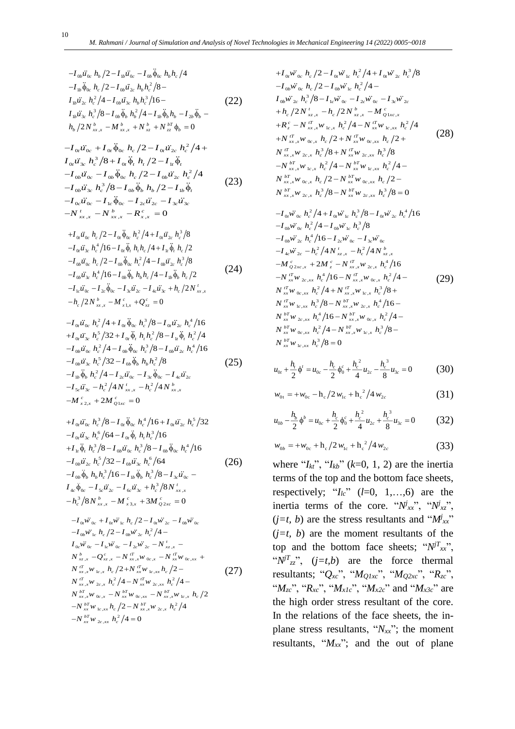$$
\begin{aligned}
&-I_{0b}\ddot{u}_{0c}\, h_b/2 - I_{1b}\ddot{u}_{0c} - I_{0b}\ddot{\phi}_{0c}\, h_b h_c/4 \\
&-I_{1b}\ddot{\phi}_{0c}\, h_c/2 - I_{0b}\ddot{u}_{2c}\, h_b h_c^2/8 - \\
&I_{1b}\ddot{u}_{2c}\, h_c^2/4 - I_{0b}\ddot{u}_{3c}\, h_b h_c^3/16 - \\
&I_{1b}\ddot{u}_{3c}\, h_c^3/8 - I_{0b}\ddot{\phi}_b\, h_b^2/4 - I_{1b}\ddot{\phi}_b h_b - I_{2b}\ddot{\phi}_b - \\
&h_b/2N^{b}_{xx,x} - M^{b}_{xx,x} + N^{b}_{xz} + N^{bT}_{zz}\phi_b = 0
\end{aligned} \tag{22}
$$

$$
\begin{aligned}
&-I_{0t}\ddot{u}_{0c} + I_{0t}\ddot{\phi}_{0c}\, h_c/2 - I_{0t}\ddot{u}_{2c}\, h_c^2/4 + \\
&I_{0t}\ddot{u}_{3c}\, h_c^3/8 + I_{0t}\ddot{\phi}_t\, h_t/2 - I_{1t}\ddot{\phi}_t \\
&-I_{0b}\ddot{u}_{0c} - I_{0b}\ddot{\phi}_{0c}\, h_c/2 - I_{0b}\ddot{u}_{2c}\, h_c^2/4 \\
&-I_{0b}\ddot{u}_{3c}\, h_c^3/8 - I_{0b}\ddot{\phi}_b\, h_b/2 - I_{1b}\ddot{\phi}_t \\
&-I_{0c}\ddot{u}_{0c} - I_{1c}\ddot{\phi}_{0c} - I_{2c}\ddot{u}_{2c} - I_{3c}\ddot{u}_{3c} \\
&-N^{t}_{xx,x} - N^{b}_{xx,x} - R^{c}_{x,x} = 0
\end{aligned} \tag{23}
$$

$$
\begin{aligned}
&+I_{0t}\ddot{u}_{0c}\, h_c/2 - I_{0t}\ddot{\phi}_{0c}\, h_c^2/4 + I_{0t}\ddot{u}_{2c}\, h_c^3/8 \\
&-I_{0t}\ddot{u}_{3c}\, h_c^4/16 - I_{0t}\ddot{\phi}_t\, h_t h_c/4 + I_{1t}\ddot{\phi}_t\, h_c/2 \\
&-I_{0b}\ddot{u}_{0c}\, h_c/2 - I_{0b}\ddot{\phi}_{0c}\, h_c^2/4 - I_{0b}\ddot{u}_{2c}\, h_c^3/8 \\
&-I_{0b}\ddot{u}_{3c}\, h_c^4/16 - I_{0b}\ddot{\phi}_b\, h_b h_c/4 - I_{1b}\ddot{\phi}_b\, h_c/2 \\
&-I_{1c}\ddot{u}_{0c} - I_{2c}\ddot{\phi}_{0c} - I_{3c}\ddot{u}_{2c} - I_{4c}\ddot{u}_{3c} + h_c/2N^{t}_{xx,x} \\
&-h_c/2N^{b}_{xx,x} - M^{c}_{x1,x} + Q^{c}_{xz} = 0
\end{aligned} \tag{24}
$$

$$
\begin{aligned}
&-I_{0t}\ddot{u}_{0c}\, h_c^2/4 + I_{0t}\ddot{\phi}_{0c}\, h_c^3/8 - I_{0t}\ddot{u}_{2c}\, h_c^4/16 \\
&+I_{0t}\ddot{u}_{3c}\, h_c^5/32 + I_{0t}\ddot{\phi}_t\, h_t h_c^2/8 - I_{1t}\ddot{\phi}_t\, h_c^2/4 \\
&-I_{0b}\ddot{u}_{0c}\, h_c^2/4 - I_{0b}\ddot{\phi}_{0c}\, h_c^3/8 - I_{0b}\ddot{u}_{2c}\, h_c^4/16 \\
&-I_{0b}\ddot{u}_{3c}\, h_c^5/32 - I_{0b}\ddot{\phi}_b\, h_b h_c^2/8 \\
&-I_{1b}\ddot{\phi}_b\, h_c^2/4 - I_{2c}\ddot{u}_{0c} - I_{3c}\ddot{\phi}_{0c} - I_{4c}\ddot{u}_{2c} \\
&-I_{5c}\ddot{u}_{3c} - h_c^2/4N^{t}_{xx,x} - h_c^2/4N^{b}_{xx,x} \\
&-M^{c}_{x2,x} + 2M^{c}_{Q1xc} = 0
\end{aligned} \tag{25}
$$

$$
\begin{aligned}
&+I_{0t}\ddot{u}_{0c}\, h_c^3/8 - I_{0t}\ddot{\phi}_{0c}\, h_c^4/16 + I_{0t}\ddot{u}_{2c}\, h_c^5/32 \\
&-I_{0t}\ddot{u}_{3c}\, h_c^6/64 - I_{0t}\ddot{\phi}_t\, h_t h_c^3/16 \\
&+I_{1t}\ddot{\phi}_t\, h_c^3/8 - I_{0b}\ddot{u}_{0c}\, h_c^3/8 - I_{0b}\ddot{\phi}_{0c}\, h_c^4/16 \\
&-I_{0b}\ddot{u}_{2c}\, h_c^5/32 - I_{0b}\ddot{u}_{3c}\, h_c^6/64 \\
&-I_{0b}\ddot{\phi}_b\, h_b h_c^3/16 - I_{1b}\ddot{\phi}_b\, h_c^3/8 - I_{3c}\ddot{u}_{0c} - \\
&I_{4c}\ddot{\phi}_{0c} - I_{5c}\ddot{u}_{2c} - I_{6c}\ddot{u}_{3c} + h_c^3/8N^{t}_{xx,x} \\
&-h_c^3/8N^{b}_{xx,x} - M^{c}_{x3,x} + 3M^{c}_{Q2xc} = 0
\end{aligned} \tag{26}
$$

$$
\begin{aligned}
&-I_{0t}\ddot{w}_{0c} + I_{0t}\ddot{w}_{1c}\, h_c/2 - I_{0t}\ddot{w}_{2c} - I_{0b}\ddot{w}_{0c} \\
&-I_{0b}\ddot{w}_{1c}\, h_c/2 - I_{0b}\ddot{w}_{2c}\, h_c^2/4 - \\
&I_{0c}\ddot{w}_{0c} - I_{1c}\ddot{w}_{0c} - I_{2c}\ddot{w}_{2c} - N^{t}_{xz,x} - \\
&N^{b}_{xz,x} - Q^{c}_{xz,x} - N^{tT}_{xx,x}w_{0c,x} - N^{tT}_{xx}w_{0c,xx} + \\
&N^{tT}_{xx,x}w_{1c,x}\, h_c/2 + N^{tT}_{xx}w_{1c,xx}\, h_c/2 - \\
&N^{tT}_{xx,x}w_{2c,x}\, h_c^2/4 - N^{tT}_{xx}w_{2c,xx}\, h_c^2/4 - \\
&N^{bT}_{xx,x}w_{0c,x} - N^{bT}_{xx}w_{0c,xx} - N^{bT}_{xx,x}w_{1c,x}\, h_c/2 \\
&-N^{bT}_{xx}w_{1c,xx}h_c/2 - N^{bT}_{xx,x}w_{2c,x}\, h_c^2/4 \\
&-N^{bT}_{xx}w_{2c,xx}\, h_c^2/4 = 0
\end{aligned} \tag{27}
$$

$$
\begin{aligned}
&+I_{0t}\ddot{w}_{0c}\, h_c/2 - I_{0t}\ddot{w}_{1c}\, h_c^2/4 + I_{0t}\ddot{w}_{2c}\, h_c^3/8 \\
&-I_{0b}\ddot{w}_{0c}\, h_c/2 - I_{0b}\ddot{w}_{1c}\, h_c^2/4 - \\
&I_{0b}\ddot{w}_{2c}\, h_c^3/8 - I_{1c}\ddot{w}_{0c} - I_{2c}\ddot{w}_{0c} - I_{3c}\ddot{w}_{2c} \\
&+h_c/2N^{t}_{xz,x} - h_c/2N^{b}_{xz,x} - M^{c}_{Q1xc,x} \\
&+R^{c}_{z} - N^{tT}_{xx,x}w_{1c,x}\, h_c^2/4 - N^{tT}_{xx}w_{1c,xx}\, h_c^2/4 \\
&+N^{tT}_{xx,x}w_{0c,x}\, h_c/2 + N^{tT}_{xx}w_{0c,xx}\, h_c/2 + \\
&N^{tT}_{xx,x}w_{2c,x}\, h_c^3/8 + N^{tT}_{xx}w_{2c,xx}\, h_c^3/8 \\
&-N^{bT}_{xx,x}w_{1c,x}\, h_c^2/4 - N^{bT}_{xx}w_{1c,xx}\, h_c^2/4 - \\
&N^{bT}_{xx,x}w_{0c,x}\, h_c/2 - N^{bT}_{xx}w_{0c,xx}\, h_c/2 - \\
&N^{bT}_{xx,x}w_{2c,x}\, h_c^3/8 - N^{bT}_{xx}w_{2c,xx}\, h_c^3/8 = 0
\end{aligned} \tag{28}
$$

$$
\begin{aligned}
&-I_{0t}\ddot{w}_{0c}\, h_c^2/4 + I_{0t}\ddot{w}_{1c}\, h_c^3/8 - I_{0t}\ddot{w}_{2c}\, h_c^4/16 \\
&-I_{0b}\ddot{w}_{0c}\, h_c^2/4 - I_{0b}\ddot{w}_{1c}\, h_c^3/8 \\
&-I_{0b}\ddot{w}_{2c}\, h_c^4/16 - I_{2c}\ddot{w}_{0c} - I_{3c}\ddot{w}_{0c} \\
&-I_{4c}\ddot{w}_{2c} - h_c^2/4N^{t}_{xz,x} - h_c^2/4N^{b}_{xz,x} \\
&-M^{c}_{Q2xc,x} + 2M^{c}_{z} - N^{tT}_{xx,x}w_{2c,x}\, h_c^4/16 \\
&-N^{tT}_{xx}w_{2c,xx}\, h_c^4/16 - N^{tT}_{xx,x}w_{0c,x}\, h_c^2/4 - \\
&N^{tT}_{xx}w_{0c,xx}\, h_c^2/4 + N^{tT}_{xx,x}w_{1c,x}\, h_c^3/8 + \\
&N^{tT}_{xx}w_{1c,xx}\, h_c^3/8 - N^{bT}_{xx,x}w_{2c,x}\, h_c^4/16 - \\
&N^{bT}_{xx}w_{2c,xx}\, h_c^4/16 - N^{bT}_{xx,x}w_{0c,x}\, h_c^2/4 - \\
&N^{bT}_{xx}w_{0c,xx}\, h_c^2/4 - N^{bT}_{xx,x}w_{1c,x}\, h_c^3/8 - \\
&N^{bT}_{xx}w_{1c,xx}\, h_c^3/8 = 0
\end{aligned} \tag{29}
$$

$$
u_{0t} + \frac{h_t}{2}\phi^t = u_{0c} - \frac{h_c}{2}\phi_0^c + \frac{h_c^2}{4}u_{2c} - \frac{h_c^3}{8}u_{3c} = 0 \tag{30}
$$

$$
w_{0t} = +w_{0c} - h_c/2\, w_{1c} + h_c^2/4\, w_{2c} \tag{31}
$$

$$
u_{0b} - \frac{h_b}{2}\phi^b = u_{0c} + \frac{h_c}{2}\phi_0^c + \frac{h_c^2}{4}u_{2c} + \frac{h_c^3}{8}u_{3c} = 0 \tag{32}
$$

$$
w_{0b} = +w_{0c} + h_c/2\, w_{1c} + h_c^2/4\, w_{2c} \tag{33}
$$

where "$I_{kt}$", "$I_{kb}$" ($k$=0, 1, 2) are the inertia terms of the top and the bottom face sheets, respectively; "$I_{lc}$" ($l$=0, 1,…,6) are the inertia terms of the core. "$N^j_{xx}$", "$N^j_{xz}$", ($j$=$t$, $b$) are the stress resultants and "$M^j_{xx}$" ($j$=$t$, $b$) are the moment resultants of the top and the bottom face sheets; "$N^{jT}_{xx}$", "$N^{jT}_{zz}$", ($j$=$t$,$b$) are the force thermal resultants; "$Q_{xc}$", "$M_{Q1xc}$", "$M_{Q2xc}$", "$R_{zc}$", "$M_{zc}$", "$R_{xc}$", "$M_{x1c}$", "$M_{x2c}$" and "$M_{x3c}$" are the high order stress resultant of the core. In the relations of the face sheets, the in-plane stress resultants, "$N_{xx}$"; the moment resultants, "$M_{xx}$"; and the out of plane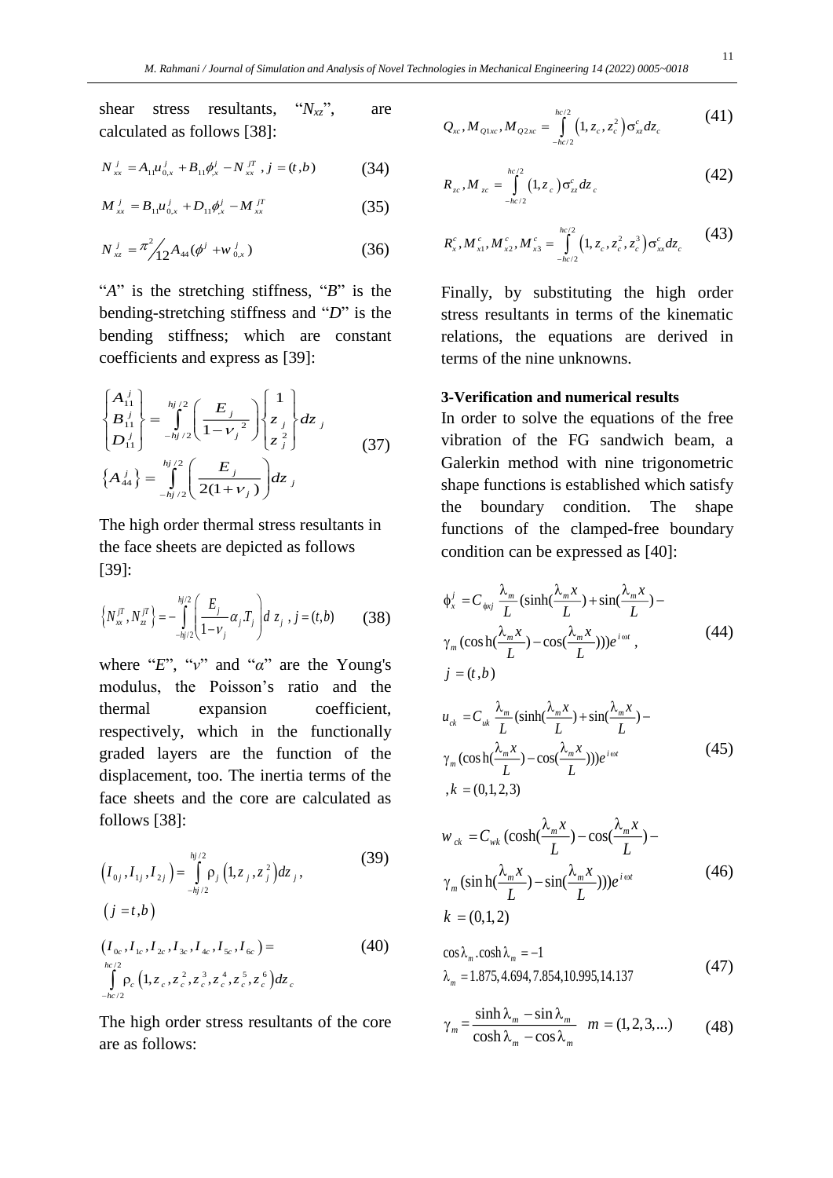shear stress resultants, "$N_{xz}$", are calculated as follows [38]:

$$N_{xx}^{j}=A_{11}u_{0,x}^{j}+B_{11}\phi_{,x}^{j}-N_{xx}^{jT}\ ,\ j=(t,b) \tag{34}$$

$$M_{xx}^{j}=B_{11}u_{0,x}^{j}+D_{11}\phi_{,x}^{j}-M_{xx}^{jT} \tag{35}$$

$$N_{xz}^{j}=\pi^{2}/_{12}A_{44}(\phi^{j}+w_{0,x}^{j}) \tag{36}$$

"$A$" is the stretching stiffness, "$B$" is the bending-stretching stiffness and "$D$" is the bending stiffness; which are constant coefficients and express as [39]:

$$\begin{Bmatrix} A_{11}^{j} \\ B_{11}^{j} \\ D_{11}^{j} \end{Bmatrix}=\int_{-hj/2}^{hj/2}\left(\frac{E_{j}}{1-\nu_{j}^{2}}\right)\begin{Bmatrix} 1 \\ z_{j} \\ z_{j}^{2} \end{Bmatrix}dz_{j}$$
$$\left\{A_{44}^{j}\right\}=\int_{-hj/2}^{hj/2}\left(\frac{E_{j}}{2(1+\nu_{j})}\right)dz_{j} \tag{37}$$

The high order thermal stress resultants in the face sheets are depicted as follows [39]:

$$\left\{N_{xx}^{jT},N_{zz}^{jT}\right\}=-\int_{-hj/2}^{hj/2}\left(\frac{E_{j}}{1-\nu_{j}}\alpha_{j}T_{j}\right)d\,z_{j}\ ,\ j=(t,b) \tag{38}$$

where "$E$", "$\nu$" and "$\alpha$" are the Young's modulus, the Poisson's ratio and the thermal expansion coefficient, respectively, which in the functionally graded layers are the function of the displacement, too. The inertia terms of the face sheets and the core are calculated as follows [38]:

$$\left(I_{0j},I_{1j},I_{2j}\right)=\int_{-hj/2}^{hj/2}\rho_{j}\left(1,z_{j},z_{j}^{2}\right)dz_{j}\,, \quad \left(j=t,b\right) \tag{39}$$

$$\left(I_{0c},I_{1c},I_{2c},I_{3c},I_{4c},I_{5c},I_{6c}\right)=\int_{-hc/2}^{hc/2}\rho_{c}\left(1,z_{c},z_{c}^{2},z_{c}^{3},z_{c}^{4},z_{c}^{5},z_{c}^{6}\right)dz_{c} \tag{40}$$

The high order stress resultants of the core are as follows:

$$Q_{xc},M_{Q1xc},M_{Q2xc}=\int_{-hc/2}^{hc/2}\left(1,z_{c},z_{c}^{2}\right)\sigma_{xz}^{c}dz_{c} \tag{41}$$

$$R_{zc},M_{zc}=\int_{-hc/2}^{hc/2}\left(1,z_{c}\right)\sigma_{zz}^{c}dz_{c} \tag{42}$$

$$R_{x}^{c},M_{x1}^{c},M_{x2}^{c},M_{x3}^{c}=\int_{-hc/2}^{hc/2}\left(1,z_{c},z_{c}^{2},z_{c}^{3}\right)\sigma_{xx}^{c}dz_{c} \tag{43}$$

Finally, by substituting the high order stress resultants in terms of the kinematic relations, the equations are derived in terms of the nine unknowns.

### 3-Verification and numerical results

In order to solve the equations of the free vibration of the FG sandwich beam, a Galerkin method with nine trigonometric shape functions is established which satisfy the boundary condition. The shape functions of the clamped-free boundary condition can be expressed as [40]:

$$\phi_{x}^{j}=C_{\phi xj}\frac{\lambda_{m}}{L}\left(\sinh\left(\frac{\lambda_{m}x}{L}\right)+\sin\left(\frac{\lambda_{m}x}{L}\right)-\gamma_{m}\left(\cosh\left(\frac{\lambda_{m}x}{L}\right)-\cos\left(\frac{\lambda_{m}x}{L}\right)\right)\right)e^{i\omega t}\,,\quad j=(t,b) \tag{44}$$

$$u_{ck}=C_{uk}\frac{\lambda_{m}}{L}\left(\sinh\left(\frac{\lambda_{m}x}{L}\right)+\sin\left(\frac{\lambda_{m}x}{L}\right)-\gamma_{m}\left(\cosh\left(\frac{\lambda_{m}x}{L}\right)-\cos\left(\frac{\lambda_{m}x}{L}\right)\right)\right)e^{i\omega t}\,,\quad k=(0,1,2,3) \tag{45}$$

$$w_{ck}=C_{wk}\left(\cosh\left(\frac{\lambda_{m}x}{L}\right)-\cos\left(\frac{\lambda_{m}x}{L}\right)-\gamma_{m}\left(\sinh\left(\frac{\lambda_{m}x}{L}\right)-\sin\left(\frac{\lambda_{m}x}{L}\right)\right)\right)e^{i\omega t}\,,\quad k=(0,1,2) \tag{46}$$

$$\cos\lambda_{m}.\cosh\lambda_{m}=-1$$
$$\lambda_{m}=1.875,4.694,7.854,10.995,14.137 \tag{47}$$

$$\gamma_{m}=\frac{\sinh\lambda_{m}-\sin\lambda_{m}}{\cosh\lambda_{m}-\cos\lambda_{m}}\quad m=(1,2,3,\ldots) \tag{48}$$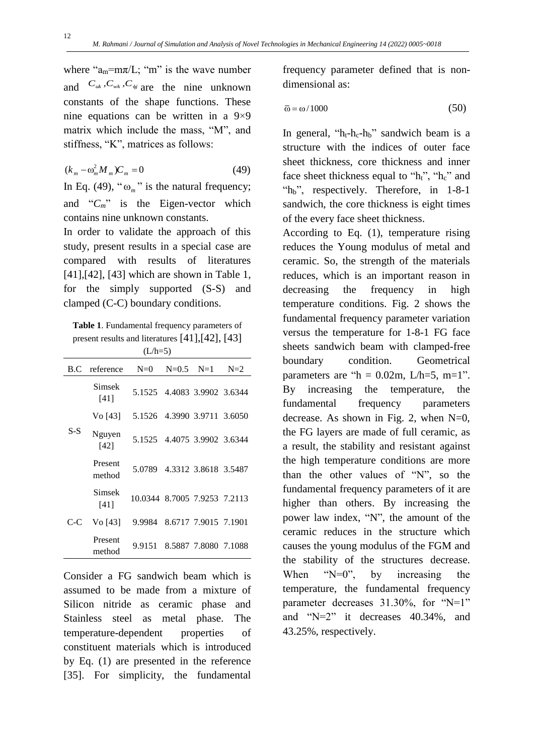where "$a_m=m\pi/L$; "m" is the wave number and $C_{uk}, C_{wk}, C_{\phi j}$ are the nine unknown constants of the shape functions. These nine equations can be written in a 9×9 matrix which include the mass, "M", and stiffness, "K", matrices as follows:

$$(k_m - \omega_m^2 M_m)C_m = 0 \tag{49}$$

In Eq. (49), "$\omega_m$" is the natural frequency; and "$C_m$" is the Eigen-vector which contains nine unknown constants.

In order to validate the approach of this study, present results in a special case are compared with results of literatures [41],[42], [43] which are shown in Table 1, for the simply supported (S-S) and clamped (C-C) boundary conditions.

**Table 1**. Fundamental frequency parameters of present results and literatures [41],[42], [43] (L/h=5)

| B.C | reference | N=0 | N=0.5 | N=1 | N=2 |
|---|---|---|---|---|---|
| S-S | Simsek [41] | 5.1525 | 4.4083 | 3.9902 | 3.6344 |
| | Vo [43] | 5.1526 | 4.3990 | 3.9711 | 3.6050 |
| | Nguyen [42] | 5.1525 | 4.4075 | 3.9902 | 3.6344 |
| | Present method | 5.0789 | 4.3312 | 3.8618 | 3.5487 |
| C-C | Simsek [41] | 10.0344 | 8.7005 | 7.9253 | 7.2113 |
| | Vo [43] | 9.9984 | 8.6717 | 7.9015 | 7.1901 |
| | Present method | 9.9151 | 8.5887 | 7.8080 | 7.1088 |

Consider a FG sandwich beam which is assumed to be made from a mixture of Silicon nitride as ceramic phase and Stainless steel as metal phase. The temperature-dependent properties of constituent materials which is introduced by Eq. (1) are presented in the reference [35]. For simplicity, the fundamental frequency parameter defined that is non-dimensional as:

$$\bar{\omega} = \omega / 1000 \tag{50}$$

In general, "$h_t$-$h_c$-$h_b$" sandwich beam is a structure with the indices of outer face sheet thickness, core thickness and inner face sheet thickness equal to "$h_t$", "$h_c$" and "$h_b$", respectively. Therefore, in 1-8-1 sandwich, the core thickness is eight times of the every face sheet thickness.

According to Eq. (1), temperature rising reduces the Young modulus of metal and ceramic. So, the strength of the materials reduces, which is an important reason in decreasing the frequency in high temperature conditions. Fig. 2 shows the fundamental frequency parameter variation versus the temperature for 1-8-1 FG face sheets sandwich beam with clamped-free boundary condition. Geometrical parameters are "h = 0.02m, L/h=5, m=1". By increasing the temperature, the fundamental frequency parameters decrease. As shown in Fig. 2, when N=0, the FG layers are made of full ceramic, as a result, the stability and resistant against the high temperature conditions are more than the other values of "N", so the fundamental frequency parameters of it are higher than others. By increasing the power law index, "N", the amount of the ceramic reduces in the structure which causes the young modulus of the FGM and the stability of the structures decrease. When "N=0", by increasing the temperature, the fundamental frequency parameter decreases 31.30%, for "N=1" and "N=2" it decreases 40.34%, and 43.25%, respectively.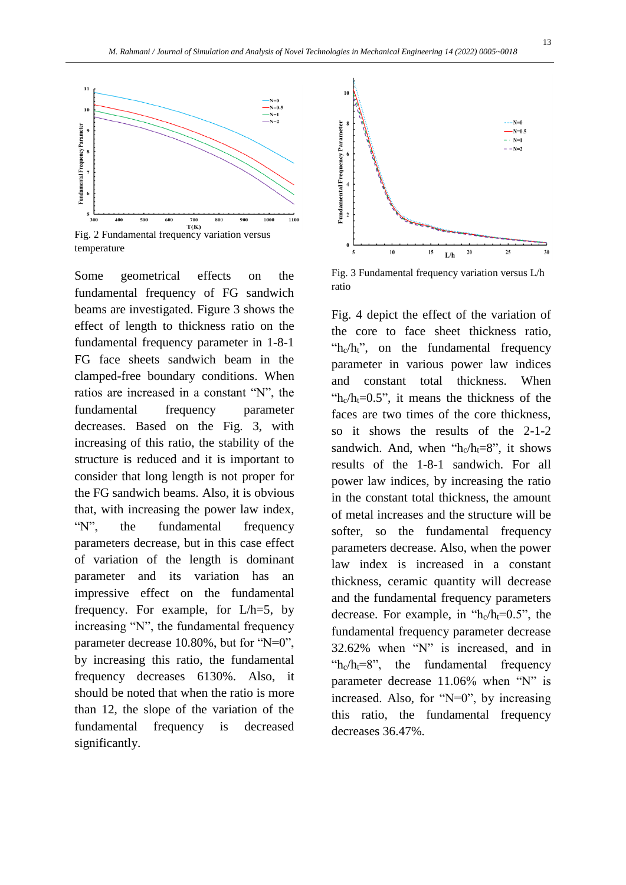Fig. 2 Fundamental frequency variation versus temperature

Some geometrical effects on the fundamental frequency of FG sandwich beams are investigated. Figure 3 shows the effect of length to thickness ratio on the fundamental frequency parameter in 1-8-1 FG face sheets sandwich beam in the clamped-free boundary conditions. When ratios are increased in a constant "N", the fundamental frequency parameter decreases. Based on the Fig. 3, with increasing of this ratio, the stability of the structure is reduced and it is important to consider that long length is not proper for the FG sandwich beams. Also, it is obvious that, with increasing the power law index, "N", the fundamental frequency parameters decrease, but in this case effect of variation of the length is dominant parameter and its variation has an impressive effect on the fundamental frequency. For example, for L/h=5, by increasing "N", the fundamental frequency parameter decrease 10.80%, but for "N=0", by increasing this ratio, the fundamental frequency decreases 6130%. Also, it should be noted that when the ratio is more than 12, the slope of the variation of the fundamental frequency is decreased significantly.

Fig. 3 Fundamental frequency variation versus L/h ratio

Fig. 4 depict the effect of the variation of the core to face sheet thickness ratio, "$h_c/h_t$", on the fundamental frequency parameter in various power law indices and constant total thickness. When "$h_c/h_t=0.5$", it means the thickness of the faces are two times of the core thickness, so it shows the results of the 2-1-2 sandwich. And, when "$h_c/h_t=8$", it shows results of the 1-8-1 sandwich. For all power law indices, by increasing the ratio in the constant total thickness, the amount of metal increases and the structure will be softer, so the fundamental frequency parameters decrease. Also, when the power law index is increased in a constant thickness, ceramic quantity will decrease and the fundamental frequency parameters decrease. For example, in "$h_c/h_t=0.5$", the fundamental frequency parameter decrease 32.62% when "N" is increased, and in "$h_c/h_t=8$", the fundamental frequency parameter decrease 11.06% when "N" is increased. Also, for "N=0", by increasing this ratio, the fundamental frequency decreases 36.47%.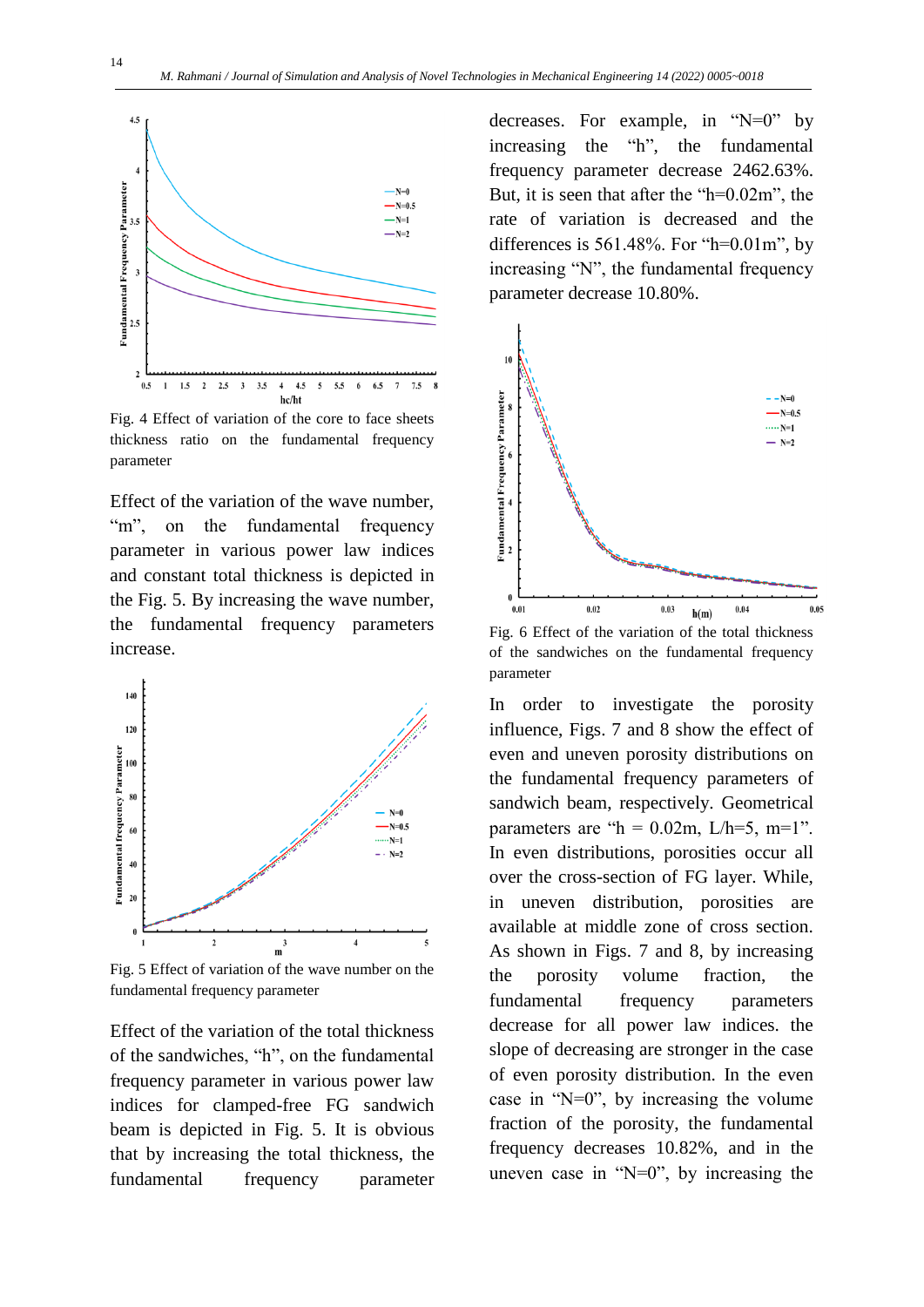Fig. 4 Effect of variation of the core to face sheets thickness ratio on the fundamental frequency parameter

Effect of the variation of the wave number, "m", on the fundamental frequency parameter in various power law indices and constant total thickness is depicted in the Fig. 5. By increasing the wave number, the fundamental frequency parameters increase.

Fig. 5 Effect of variation of the wave number on the fundamental frequency parameter

Effect of the variation of the total thickness of the sandwiches, "h", on the fundamental frequency parameter in various power law indices for clamped-free FG sandwich beam is depicted in Fig. 5. It is obvious that by increasing the total thickness, the fundamental frequency parameter decreases. For example, in "N=0" by increasing the "h", the fundamental frequency parameter decrease 2462.63%. But, it is seen that after the "h=0.02m", the rate of variation is decreased and the differences is 561.48%. For "h=0.01m", by increasing "N", the fundamental frequency parameter decrease 10.80%.

Fig. 6 Effect of the variation of the total thickness of the sandwiches on the fundamental frequency parameter

In order to investigate the porosity influence, Figs. 7 and 8 show the effect of even and uneven porosity distributions on the fundamental frequency parameters of sandwich beam, respectively. Geometrical parameters are "h = 0.02m, L/h=5, m=1". In even distributions, porosities occur all over the cross-section of FG layer. While, in uneven distribution, porosities are available at middle zone of cross section. As shown in Figs. 7 and 8, by increasing the porosity volume fraction, the fundamental frequency parameters decrease for all power law indices. the slope of decreasing are stronger in the case of even porosity distribution. In the even case in "N=0", by increasing the volume fraction of the porosity, the fundamental frequency decreases 10.82%, and in the uneven case in "N=0", by increasing the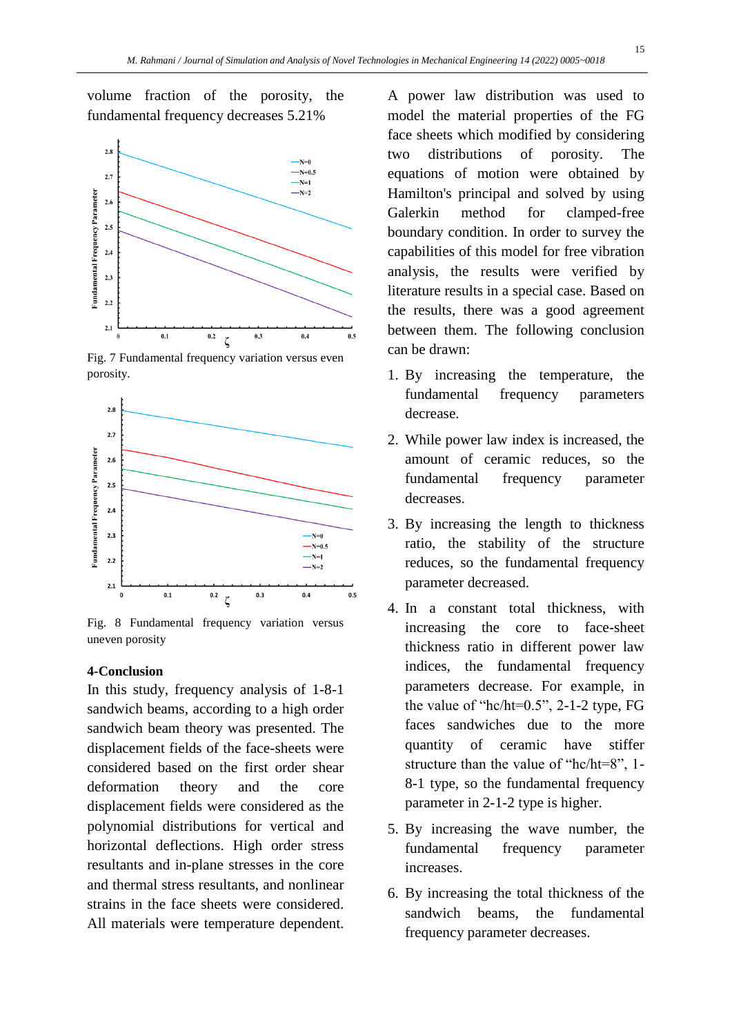volume fraction of the porosity, the fundamental frequency decreases 5.21%

Fig. 7 Fundamental frequency variation versus even porosity.

Fig. 8 Fundamental frequency variation versus uneven porosity

## 4-Conclusion

In this study, frequency analysis of 1-8-1 sandwich beams, according to a high order sandwich beam theory was presented. The displacement fields of the face-sheets were considered based on the first order shear deformation theory and the core displacement fields were considered as the polynomial distributions for vertical and horizontal deflections. High order stress resultants and in-plane stresses in the core and thermal stress resultants, and nonlinear strains in the face sheets were considered. All materials were temperature dependent. A power law distribution was used to model the material properties of the FG face sheets which modified by considering two distributions of porosity. The equations of motion were obtained by Hamilton's principal and solved by using Galerkin method for clamped-free boundary condition. In order to survey the capabilities of this model for free vibration analysis, the results were verified by literature results in a special case. Based on the results, there was a good agreement between them. The following conclusion can be drawn:

1. By increasing the temperature, the fundamental frequency parameters decrease.
2. While power law index is increased, the amount of ceramic reduces, so the fundamental frequency parameter decreases.
3. By increasing the length to thickness ratio, the stability of the structure reduces, so the fundamental frequency parameter decreased.
4. In a constant total thickness, with increasing the core to face-sheet thickness ratio in different power law indices, the fundamental frequency parameters decrease. For example, in the value of "hc/ht=0.5", 2-1-2 type, FG faces sandwiches due to the more quantity of ceramic have stiffer structure than the value of "hc/ht=8", 1-8-1 type, so the fundamental frequency parameter in 2-1-2 type is higher.
5. By increasing the wave number, the fundamental frequency parameter increases.
6. By increasing the total thickness of the sandwich beams, the fundamental frequency parameter decreases.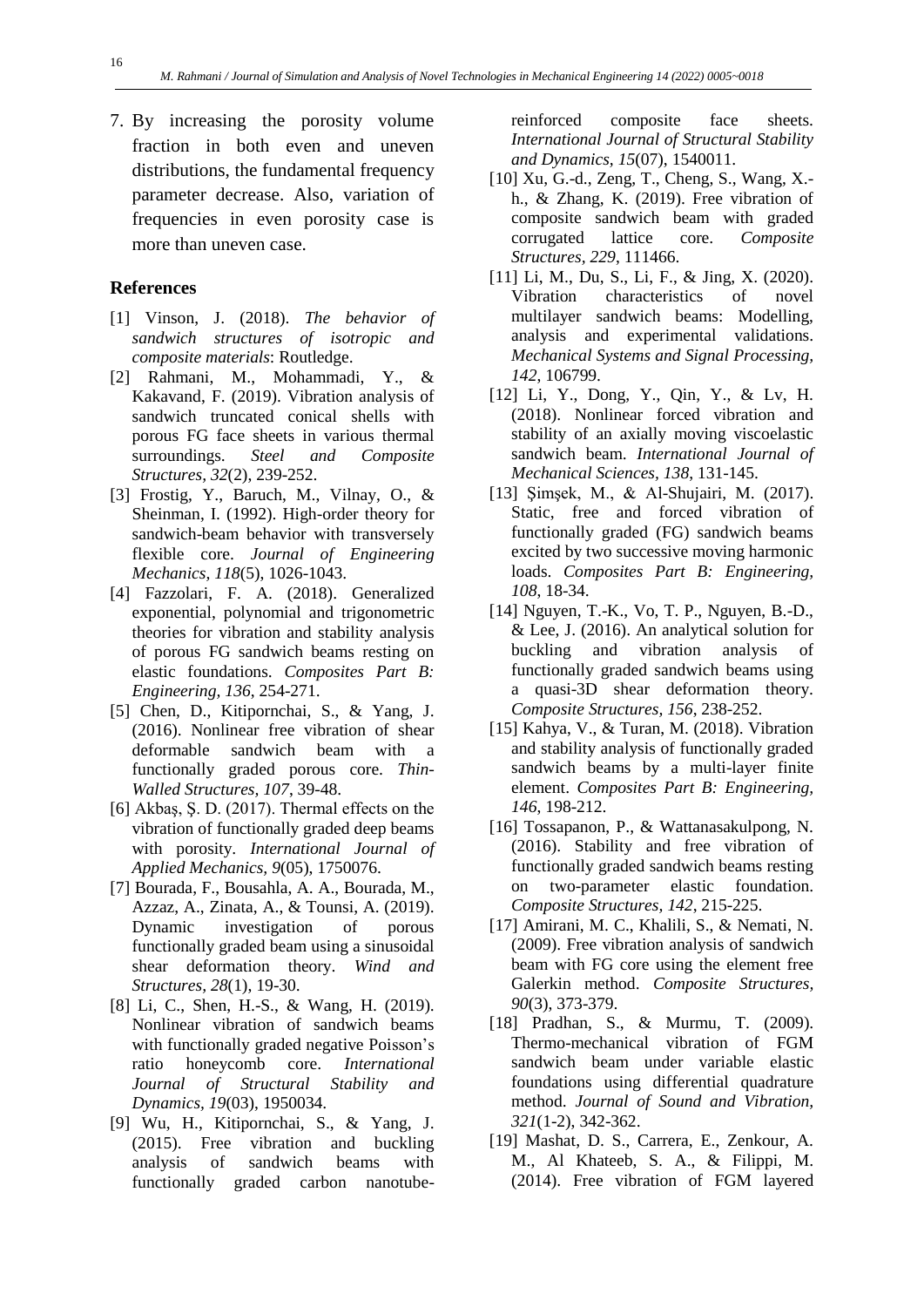7. By increasing the porosity volume fraction in both even and uneven distributions, the fundamental frequency parameter decrease. Also, variation of frequencies in even porosity case is more than uneven case.

## References

[1] Vinson, J. (2018). *The behavior of sandwich structures of isotropic and composite materials*: Routledge.

[2] Rahmani, M., Mohammadi, Y., & Kakavand, F. (2019). Vibration analysis of sandwich truncated conical shells with porous FG face sheets in various thermal surroundings. *Steel and Composite Structures, 32*(2), 239-252.

[3] Frostig, Y., Baruch, M., Vilnay, O., & Sheinman, I. (1992). High-order theory for sandwich-beam behavior with transversely flexible core. *Journal of Engineering Mechanics, 118*(5), 1026-1043.

[4] Fazzolari, F. A. (2018). Generalized exponential, polynomial and trigonometric theories for vibration and stability analysis of porous FG sandwich beams resting on elastic foundations. *Composites Part B: Engineering, 136*, 254-271.

[5] Chen, D., Kitipornchai, S., & Yang, J. (2016). Nonlinear free vibration of shear deformable sandwich beam with a functionally graded porous core. *Thin-Walled Structures, 107*, 39-48.

[6] Akbaş, Ş. D. (2017). Thermal effects on the vibration of functionally graded deep beams with porosity. *International Journal of Applied Mechanics, 9*(05), 1750076.

[7] Bourada, F., Bousahla, A. A., Bourada, M., Azzaz, A., Zinata, A., & Tounsi, A. (2019). Dynamic investigation of porous functionally graded beam using a sinusoidal shear deformation theory. *Wind and Structures, 28*(1), 19-30.

[8] Li, C., Shen, H.-S., & Wang, H. (2019). Nonlinear vibration of sandwich beams with functionally graded negative Poisson's ratio honeycomb core. *International Journal of Structural Stability and Dynamics, 19*(03), 1950034.

[9] Wu, H., Kitipornchai, S., & Yang, J. (2015). Free vibration and buckling analysis of sandwich beams with functionally graded carbon nanotube-reinforced composite face sheets. *International Journal of Structural Stability and Dynamics, 15*(07), 1540011.

[10] Xu, G.-d., Zeng, T., Cheng, S., Wang, X.-h., & Zhang, K. (2019). Free vibration of composite sandwich beam with graded corrugated lattice core. *Composite Structures, 229*, 111466.

[11] Li, M., Du, S., Li, F., & Jing, X. (2020). Vibration characteristics of novel multilayer sandwich beams: Modelling, analysis and experimental validations. *Mechanical Systems and Signal Processing, 142*, 106799.

[12] Li, Y., Dong, Y., Qin, Y., & Lv, H. (2018). Nonlinear forced vibration and stability of an axially moving viscoelastic sandwich beam. *International Journal of Mechanical Sciences, 138*, 131-145.

[13] Şimşek, M., & Al-Shujairi, M. (2017). Static, free and forced vibration of functionally graded (FG) sandwich beams excited by two successive moving harmonic loads. *Composites Part B: Engineering, 108*, 18-34.

[14] Nguyen, T.-K., Vo, T. P., Nguyen, B.-D., & Lee, J. (2016). An analytical solution for buckling and vibration analysis of functionally graded sandwich beams using a quasi-3D shear deformation theory. *Composite Structures, 156*, 238-252.

[15] Kahya, V., & Turan, M. (2018). Vibration and stability analysis of functionally graded sandwich beams by a multi-layer finite element. *Composites Part B: Engineering, 146*, 198-212.

[16] Tossapanon, P., & Wattanasakulpong, N. (2016). Stability and free vibration of functionally graded sandwich beams resting on two-parameter elastic foundation. *Composite Structures, 142*, 215-225.

[17] Amirani, M. C., Khalili, S., & Nemati, N. (2009). Free vibration analysis of sandwich beam with FG core using the element free Galerkin method. *Composite Structures, 90*(3), 373-379.

[18] Pradhan, S., & Murmu, T. (2009). Thermo-mechanical vibration of FGM sandwich beam under variable elastic foundations using differential quadrature method. *Journal of Sound and Vibration, 321*(1-2), 342-362.

[19] Mashat, D. S., Carrera, E., Zenkour, A. M., Al Khateeb, S. A., & Filippi, M. (2014). Free vibration of FGM layered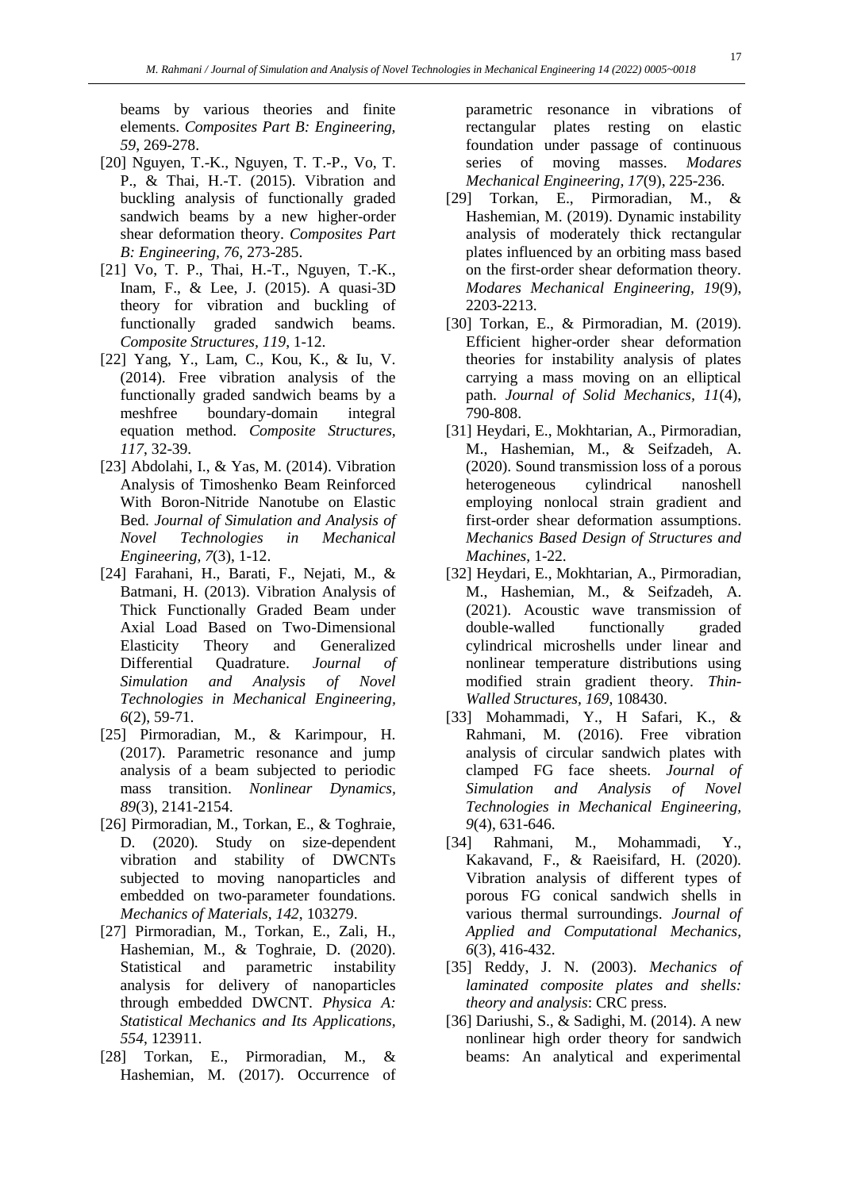beams by various theories and finite elements. *Composites Part B: Engineering, 59*, 269-278.

[20] Nguyen, T.-K., Nguyen, T. T.-P., Vo, T. P., & Thai, H.-T. (2015). Vibration and buckling analysis of functionally graded sandwich beams by a new higher-order shear deformation theory. *Composites Part B: Engineering, 76*, 273-285.

[21] Vo, T. P., Thai, H.-T., Nguyen, T.-K., Inam, F., & Lee, J. (2015). A quasi-3D theory for vibration and buckling of functionally graded sandwich beams. *Composite Structures, 119*, 1-12.

[22] Yang, Y., Lam, C., Kou, K., & Iu, V. (2014). Free vibration analysis of the functionally graded sandwich beams by a meshfree boundary-domain integral equation method. *Composite Structures, 117*, 32-39.

[23] Abdolahi, I., & Yas, M. (2014). Vibration Analysis of Timoshenko Beam Reinforced With Boron-Nitride Nanotube on Elastic Bed. *Journal of Simulation and Analysis of Novel Technologies in Mechanical Engineering, 7*(3), 1-12.

[24] Farahani, H., Barati, F., Nejati, M., & Batmani, H. (2013). Vibration Analysis of Thick Functionally Graded Beam under Axial Load Based on Two-Dimensional Elasticity Theory and Generalized Differential Quadrature. *Journal of Simulation and Analysis of Novel Technologies in Mechanical Engineering, 6*(2), 59-71.

[25] Pirmoradian, M., & Karimpour, H. (2017). Parametric resonance and jump analysis of a beam subjected to periodic mass transition. *Nonlinear Dynamics, 89*(3), 2141-2154.

[26] Pirmoradian, M., Torkan, E., & Toghraie, D. (2020). Study on size-dependent vibration and stability of DWCNTs subjected to moving nanoparticles and embedded on two-parameter foundations. *Mechanics of Materials, 142*, 103279.

[27] Pirmoradian, M., Torkan, E., Zali, H., Hashemian, M., & Toghraie, D. (2020). Statistical and parametric instability analysis for delivery of nanoparticles through embedded DWCNT. *Physica A: Statistical Mechanics and Its Applications, 554*, 123911.

[28] Torkan, E., Pirmoradian, M., & Hashemian, M. (2017). Occurrence of parametric resonance in vibrations of rectangular plates resting on elastic foundation under passage of continuous series of moving masses. *Modares Mechanical Engineering, 17*(9), 225-236.

[29] Torkan, E., Pirmoradian, M., & Hashemian, M. (2019). Dynamic instability analysis of moderately thick rectangular plates influenced by an orbiting mass based on the first-order shear deformation theory. *Modares Mechanical Engineering, 19*(9), 2203-2213.

[30] Torkan, E., & Pirmoradian, M. (2019). Efficient higher-order shear deformation theories for instability analysis of plates carrying a mass moving on an elliptical path. *Journal of Solid Mechanics, 11*(4), 790-808.

[31] Heydari, E., Mokhtarian, A., Pirmoradian, M., Hashemian, M., & Seifzadeh, A. (2020). Sound transmission loss of a porous heterogeneous cylindrical nanoshell employing nonlocal strain gradient and first-order shear deformation assumptions. *Mechanics Based Design of Structures and Machines*, 1-22.

[32] Heydari, E., Mokhtarian, A., Pirmoradian, M., Hashemian, M., & Seifzadeh, A. (2021). Acoustic wave transmission of double-walled functionally graded cylindrical microshells under linear and nonlinear temperature distributions using modified strain gradient theory. *Thin-Walled Structures, 169*, 108430.

[33] Mohammadi, Y., H Safari, K., & Rahmani, M. (2016). Free vibration analysis of circular sandwich plates with clamped FG face sheets. *Journal of Simulation and Analysis of Novel Technologies in Mechanical Engineering, 9*(4), 631-646.

[34] Rahmani, M., Mohammadi, Y., Kakavand, F., & Raeisifard, H. (2020). Vibration analysis of different types of porous FG conical sandwich shells in various thermal surroundings. *Journal of Applied and Computational Mechanics, 6*(3), 416-432.

[35] Reddy, J. N. (2003). *Mechanics of laminated composite plates and shells: theory and analysis*: CRC press.

[36] Dariushi, S., & Sadighi, M. (2014). A new nonlinear high order theory for sandwich beams: An analytical and experimental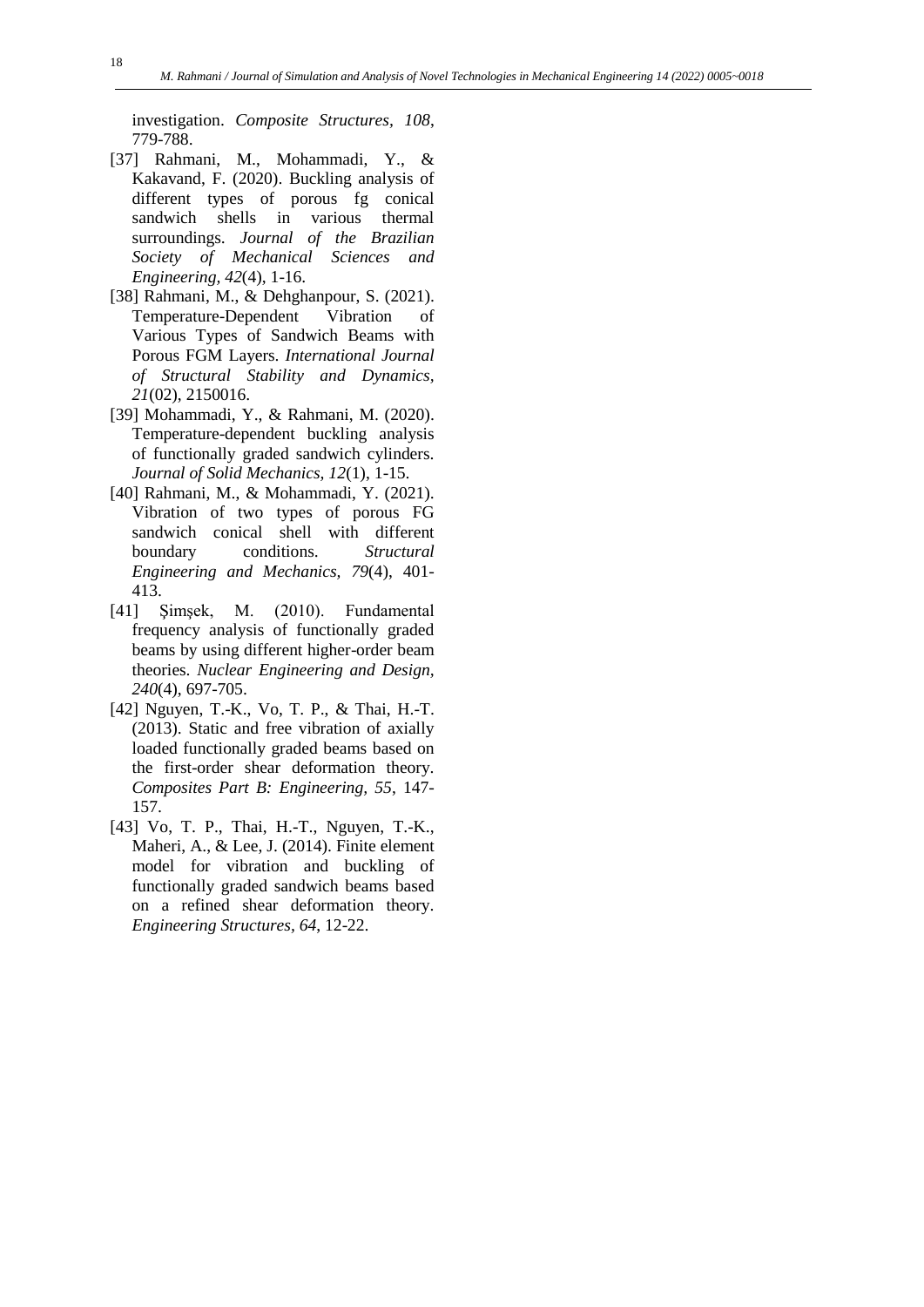investigation. *Composite Structures*, *108*, 779-788.

[37] Rahmani, M., Mohammadi, Y., & Kakavand, F. (2020). Buckling analysis of different types of porous fg conical sandwich shells in various thermal surroundings. *Journal of the Brazilian Society of Mechanical Sciences and Engineering*, *42*(4), 1-16.

[38] Rahmani, M., & Dehghanpour, S. (2021). Temperature-Dependent Vibration of Various Types of Sandwich Beams with Porous FGM Layers. *International Journal of Structural Stability and Dynamics*, *21*(02), 2150016.

[39] Mohammadi, Y., & Rahmani, M. (2020). Temperature-dependent buckling analysis of functionally graded sandwich cylinders. *Journal of Solid Mechanics, 12*(1), 1-15.

[40] Rahmani, M., & Mohammadi, Y. (2021). Vibration of two types of porous FG sandwich conical shell with different boundary conditions. *Structural Engineering and Mechanics*, *79*(4), 401-413.

[41] Şimşek, M. (2010). Fundamental frequency analysis of functionally graded beams by using different higher-order beam theories. *Nuclear Engineering and Design*, *240*(4), 697-705.

[42] Nguyen, T.-K., Vo, T. P., & Thai, H.-T. (2013). Static and free vibration of axially loaded functionally graded beams based on the first-order shear deformation theory. *Composites Part B: Engineering*, *55*, 147-157.

[43] Vo, T. P., Thai, H.-T., Nguyen, T.-K., Maheri, A., & Lee, J. (2014). Finite element model for vibration and buckling of functionally graded sandwich beams based on a refined shear deformation theory. *Engineering Structures*, *64*, 12-22.